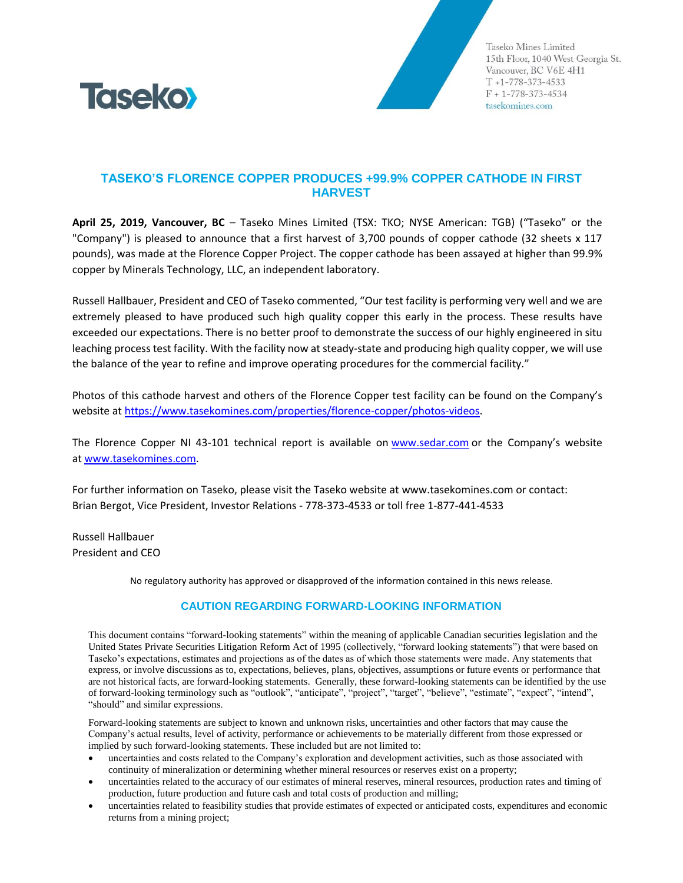Taseko Mines Limited
15th Floor, 1040 West Georgia St.
Vancouver, BC V6E 4H1
T +1-778-373-4533
F + 1-778-373-4534
tasekomines.com

# TASEKO'S FLORENCE COPPER PRODUCES +99.9% COPPER CATHODE IN FIRST HARVEST

**April 25, 2019, Vancouver, BC** – Taseko Mines Limited (TSX: TKO; NYSE American: TGB) ("Taseko" or the "Company") is pleased to announce that a first harvest of 3,700 pounds of copper cathode (32 sheets x 117 pounds), was made at the Florence Copper Project. The copper cathode has been assayed at higher than 99.9% copper by Minerals Technology, LLC, an independent laboratory.

Russell Hallbauer, President and CEO of Taseko commented, "Our test facility is performing very well and we are extremely pleased to have produced such high quality copper this early in the process. These results have exceeded our expectations. There is no better proof to demonstrate the success of our highly engineered in situ leaching process test facility. With the facility now at steady-state and producing high quality copper, we will use the balance of the year to refine and improve operating procedures for the commercial facility."

Photos of this cathode harvest and others of the Florence Copper test facility can be found on the Company's website at https://www.tasekomines.com/properties/florence-copper/photos-videos.

The Florence Copper NI 43-101 technical report is available on www.sedar.com or the Company's website at www.tasekomines.com.

For further information on Taseko, please visit the Taseko website at www.tasekomines.com or contact:
Brian Bergot, Vice President, Investor Relations - 778-373-4533 or toll free 1-877-441-4533

Russell Hallbauer
President and CEO

No regulatory authority has approved or disapproved of the information contained in this news release.

## CAUTION REGARDING FORWARD-LOOKING INFORMATION

This document contains "forward-looking statements" within the meaning of applicable Canadian securities legislation and the United States Private Securities Litigation Reform Act of 1995 (collectively, "forward looking statements") that were based on Taseko's expectations, estimates and projections as of the dates as of which those statements were made. Any statements that express, or involve discussions as to, expectations, believes, plans, objectives, assumptions or future events or performance that are not historical facts, are forward-looking statements. Generally, these forward-looking statements can be identified by the use of forward-looking terminology such as "outlook", "anticipate", "project", "target", "believe", "estimate", "expect", "intend", "should" and similar expressions.

Forward-looking statements are subject to known and unknown risks, uncertainties and other factors that may cause the Company's actual results, level of activity, performance or achievements to be materially different from those expressed or implied by such forward-looking statements. These included but are not limited to:

- uncertainties and costs related to the Company's exploration and development activities, such as those associated with continuity of mineralization or determining whether mineral resources or reserves exist on a property;
- uncertainties related to the accuracy of our estimates of mineral reserves, mineral resources, production rates and timing of production, future production and future cash and total costs of production and milling;
- uncertainties related to feasibility studies that provide estimates of expected or anticipated costs, expenditures and economic returns from a mining project;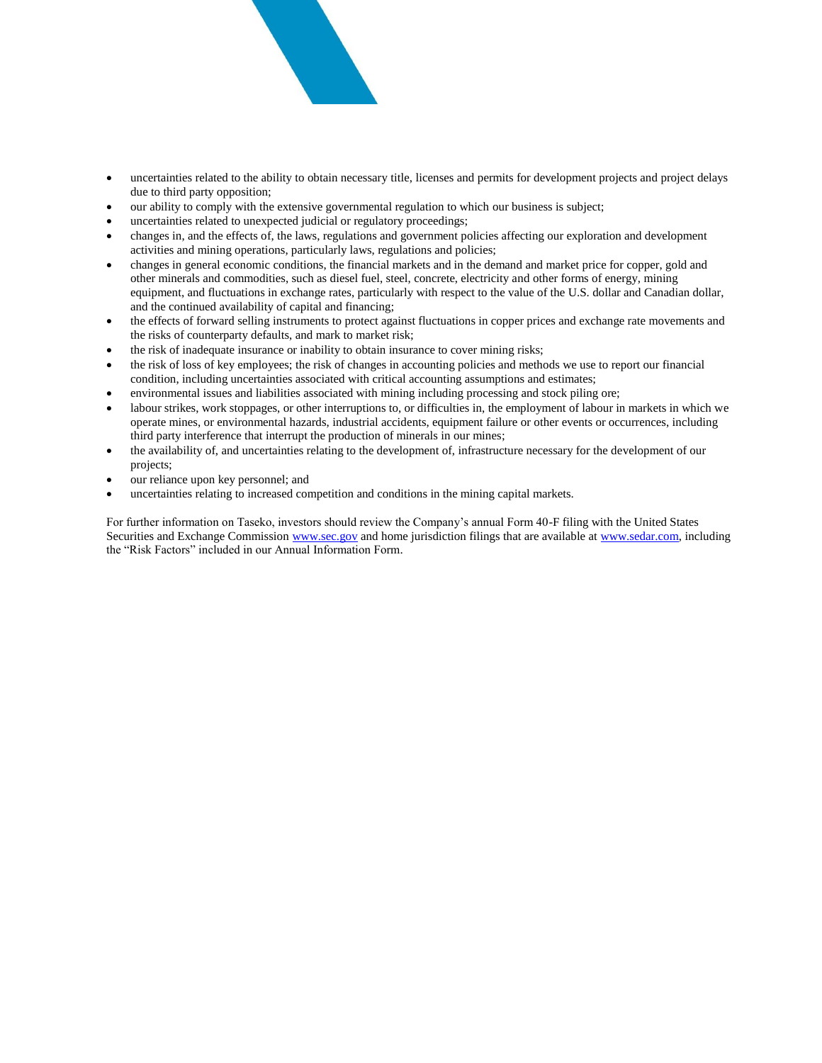- uncertainties related to the ability to obtain necessary title, licenses and permits for development projects and project delays due to third party opposition;
- our ability to comply with the extensive governmental regulation to which our business is subject;
- uncertainties related to unexpected judicial or regulatory proceedings;
- changes in, and the effects of, the laws, regulations and government policies affecting our exploration and development activities and mining operations, particularly laws, regulations and policies;
- changes in general economic conditions, the financial markets and in the demand and market price for copper, gold and other minerals and commodities, such as diesel fuel, steel, concrete, electricity and other forms of energy, mining equipment, and fluctuations in exchange rates, particularly with respect to the value of the U.S. dollar and Canadian dollar, and the continued availability of capital and financing;
- the effects of forward selling instruments to protect against fluctuations in copper prices and exchange rate movements and the risks of counterparty defaults, and mark to market risk;
- the risk of inadequate insurance or inability to obtain insurance to cover mining risks;
- the risk of loss of key employees; the risk of changes in accounting policies and methods we use to report our financial condition, including uncertainties associated with critical accounting assumptions and estimates;
- environmental issues and liabilities associated with mining including processing and stock piling ore;
- labour strikes, work stoppages, or other interruptions to, or difficulties in, the employment of labour in markets in which we operate mines, or environmental hazards, industrial accidents, equipment failure or other events or occurrences, including third party interference that interrupt the production of minerals in our mines;
- the availability of, and uncertainties relating to the development of, infrastructure necessary for the development of our projects;
- our reliance upon key personnel; and
- uncertainties relating to increased competition and conditions in the mining capital markets.

For further information on Taseko, investors should review the Company's annual Form 40-F filing with the United States Securities and Exchange Commission www.sec.gov and home jurisdiction filings that are available at www.sedar.com, including the "Risk Factors" included in our Annual Information Form.